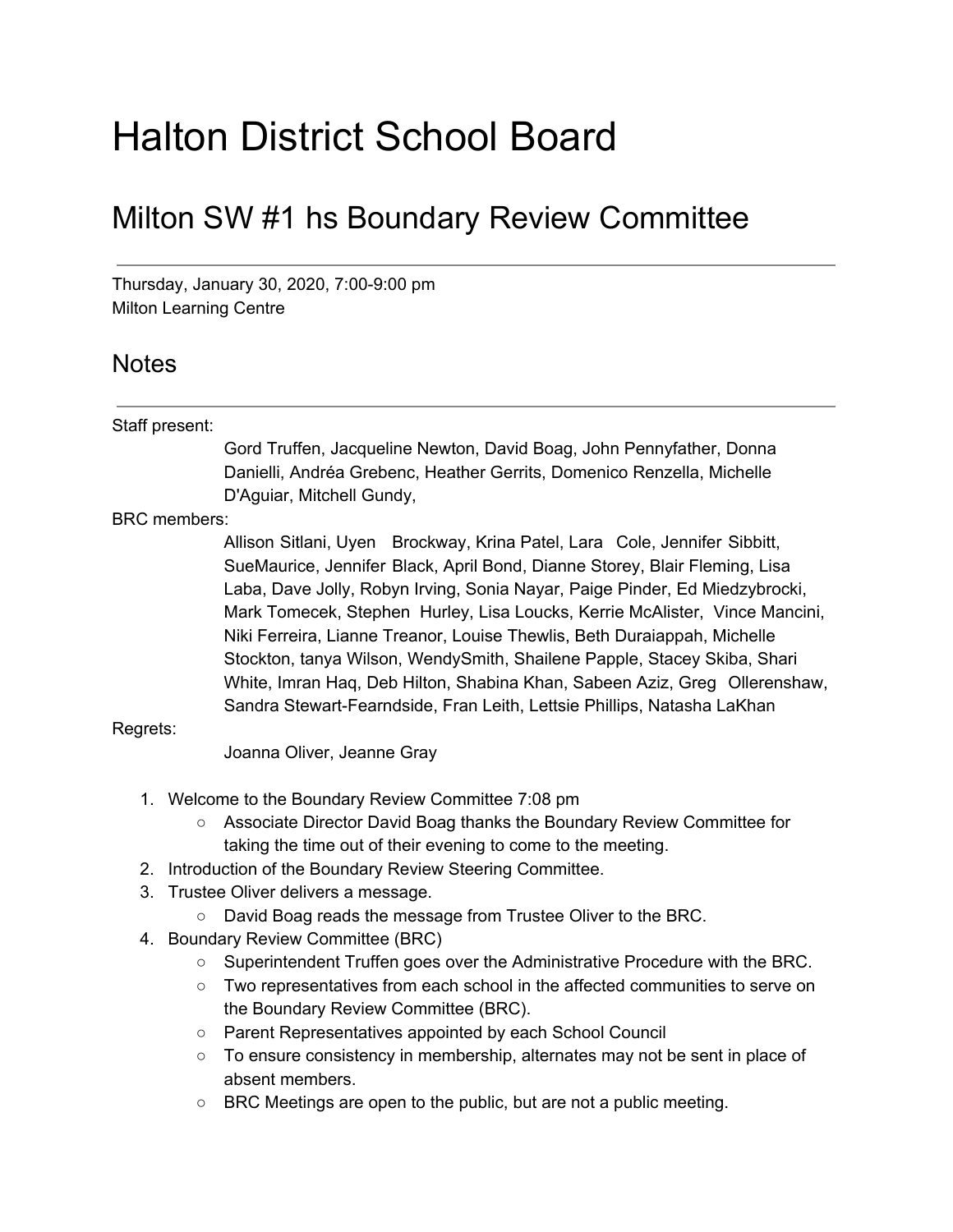# Halton District School Board

## Milton SW #1 hs Boundary Review Committee

---

Thursday, January 30, 2020, 7:00-9:00 pm
Milton Learning Centre

## Notes

---

Staff present:

Gord Truffen, Jacqueline Newton, David Boag, John Pennyfather, Donna Danielli, Andréa Grebenc, Heather Gerrits, Domenico Renzella, Michelle D'Aguiar, Mitchell Gundy,

BRC members:

Allison Sitlani, Uyen Brockway, Krina Patel, Lara Cole, Jennifer Sibbitt, SueMaurice, Jennifer Black, April Bond, Dianne Storey, Blair Fleming, Lisa Laba, Dave Jolly, Robyn Irving, Sonia Nayar, Paige Pinder, Ed Miedzybrocki, Mark Tomecek, Stephen Hurley, Lisa Loucks, Kerrie McAlister, Vince Mancini, Niki Ferreira, Lianne Treanor, Louise Thewlis, Beth Duraiappah, Michelle Stockton, tanya Wilson, WendySmith, Shailene Papple, Stacey Skiba, Shari White, Imran Haq, Deb Hilton, Shabina Khan, Sabeen Aziz, Greg Ollerenshaw, Sandra Stewart-Fearndside, Fran Leith, Lettsie Phillips, Natasha LaKhan

Regrets:

Joanna Oliver, Jeanne Gray

1. Welcome to the Boundary Review Committee 7:08 pm
   - Associate Director David Boag thanks the Boundary Review Committee for taking the time out of their evening to come to the meeting.
2. Introduction of the Boundary Review Steering Committee.
3. Trustee Oliver delivers a message.
   - David Boag reads the message from Trustee Oliver to the BRC.
4. Boundary Review Committee (BRC)
   - Superintendent Truffen goes over the Administrative Procedure with the BRC.
   - Two representatives from each school in the affected communities to serve on the Boundary Review Committee (BRC).
   - Parent Representatives appointed by each School Council
   - To ensure consistency in membership, alternates may not be sent in place of absent members.
   - BRC Meetings are open to the public, but are not a public meeting.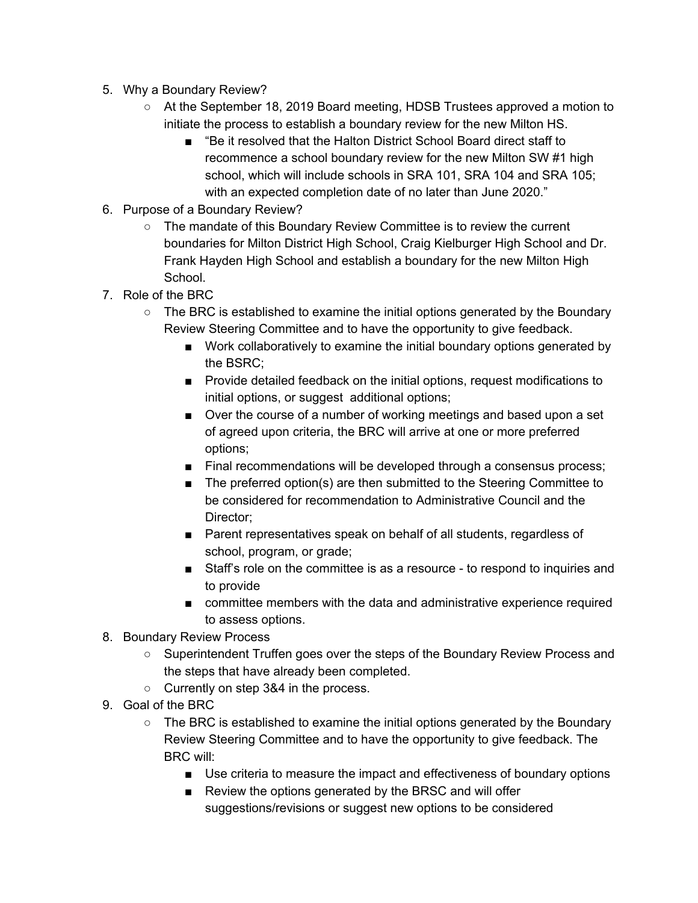5. Why a Boundary Review?
    - At the September 18, 2019 Board meeting, HDSB Trustees approved a motion to initiate the process to establish a boundary review for the new Milton HS.
        - "Be it resolved that the Halton District School Board direct staff to recommence a school boundary review for the new Milton SW #1 high school, which will include schools in SRA 101, SRA 104 and SRA 105; with an expected completion date of no later than June 2020."
6. Purpose of a Boundary Review?
    - The mandate of this Boundary Review Committee is to review the current boundaries for Milton District High School, Craig Kielburger High School and Dr. Frank Hayden High School and establish a boundary for the new Milton High School.
7. Role of the BRC
    - The BRC is established to examine the initial options generated by the Boundary Review Steering Committee and to have the opportunity to give feedback.
        - Work collaboratively to examine the initial boundary options generated by the BSRC;
        - Provide detailed feedback on the initial options, request modifications to initial options, or suggest additional options;
        - Over the course of a number of working meetings and based upon a set of agreed upon criteria, the BRC will arrive at one or more preferred options;
        - Final recommendations will be developed through a consensus process;
        - The preferred option(s) are then submitted to the Steering Committee to be considered for recommendation to Administrative Council and the Director;
        - Parent representatives speak on behalf of all students, regardless of school, program, or grade;
        - Staff's role on the committee is as a resource - to respond to inquiries and to provide
        - committee members with the data and administrative experience required to assess options.
8. Boundary Review Process
    - Superintendent Truffen goes over the steps of the Boundary Review Process and the steps that have already been completed.
    - Currently on step 3&4 in the process.
9. Goal of the BRC
    - The BRC is established to examine the initial options generated by the Boundary Review Steering Committee and to have the opportunity to give feedback. The BRC will:
        - Use criteria to measure the impact and effectiveness of boundary options
        - Review the options generated by the BRSC and will offer suggestions/revisions or suggest new options to be considered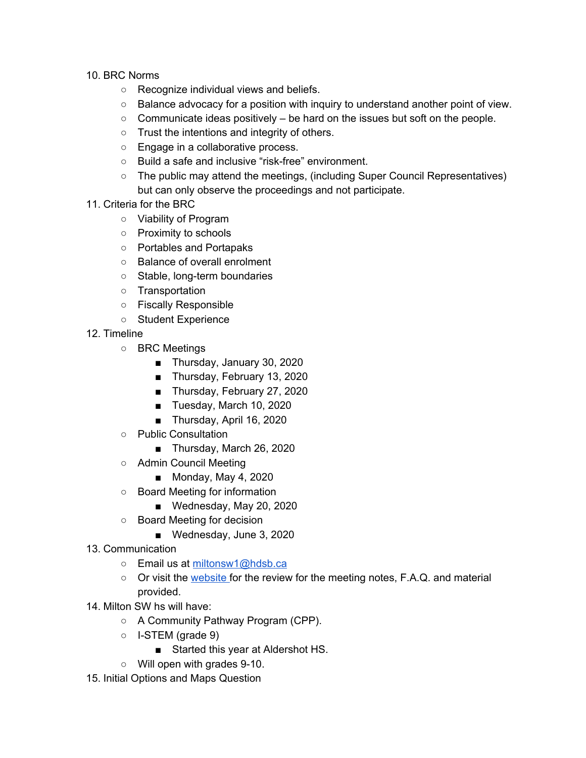10. BRC Norms
    - Recognize individual views and beliefs.
    - Balance advocacy for a position with inquiry to understand another point of view.
    - Communicate ideas positively – be hard on the issues but soft on the people.
    - Trust the intentions and integrity of others.
    - Engage in a collaborative process.
    - Build a safe and inclusive “risk-free” environment.
    - The public may attend the meetings, (including Super Council Representatives) but can only observe the proceedings and not participate.
11. Criteria for the BRC
    - Viability of Program
    - Proximity to schools
    - Portables and Portapaks
    - Balance of overall enrolment
    - Stable, long-term boundaries
    - Transportation
    - Fiscally Responsible
    - Student Experience
12. Timeline
    - BRC Meetings
        - Thursday, January 30, 2020
        - Thursday, February 13, 2020
        - Thursday, February 27, 2020
        - Tuesday, March 10, 2020
        - Thursday, April 16, 2020
    - Public Consultation
        - Thursday, March 26, 2020
    - Admin Council Meeting
        - Monday, May 4, 2020
    - Board Meeting for information
        - Wednesday, May 20, 2020
    - Board Meeting for decision
        - Wednesday, June 3, 2020
13. Communication
    - Email us at [miltonsw1@hdsb.ca](mailto:miltonsw1@hdsb.ca)
    - Or visit the [website](#) for the review for the meeting notes, F.A.Q. and material provided.
14. Milton SW hs will have:
    - A Community Pathway Program (CPP).
    - I-STEM (grade 9)
        - Started this year at Aldershot HS.
    - Will open with grades 9-10.
15. Initial Options and Maps Question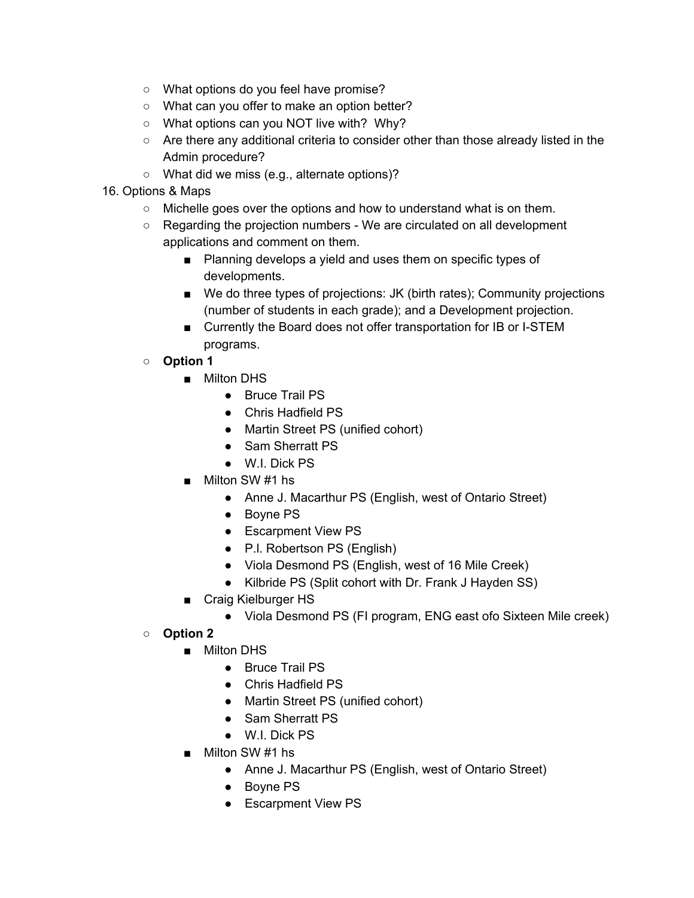- What options do you feel have promise?
- What can you offer to make an option better?
- What options can you NOT live with? Why?
- Are there any additional criteria to consider other than those already listed in the Admin procedure?
- What did we miss (e.g., alternate options)?

16. Options & Maps
    - Michelle goes over the options and how to understand what is on them.
    - Regarding the projection numbers - We are circulated on all development applications and comment on them.
        - Planning develops a yield and uses them on specific types of developments.
        - We do three types of projections: JK (birth rates); Community projections (number of students in each grade); and a Development projection.
        - Currently the Board does not offer transportation for IB or I-STEM programs.
    - **Option 1**
        - Milton DHS
            - Bruce Trail PS
            - Chris Hadfield PS
            - Martin Street PS (unified cohort)
            - Sam Sherratt PS
            - W.I. Dick PS
        - Milton SW #1 hs
            - Anne J. Macarthur PS (English, west of Ontario Street)
            - Boyne PS
            - Escarpment View PS
            - P.I. Robertson PS (English)
            - Viola Desmond PS (English, west of 16 Mile Creek)
            - Kilbride PS (Split cohort with Dr. Frank J Hayden SS)
        - Craig Kielburger HS
            - Viola Desmond PS (FI program, ENG east ofo Sixteen Mile creek)
    - **Option 2**
        - Milton DHS
            - Bruce Trail PS
            - Chris Hadfield PS
            - Martin Street PS (unified cohort)
            - Sam Sherratt PS
            - W.I. Dick PS
        - Milton SW #1 hs
            - Anne J. Macarthur PS (English, west of Ontario Street)
            - Boyne PS
            - Escarpment View PS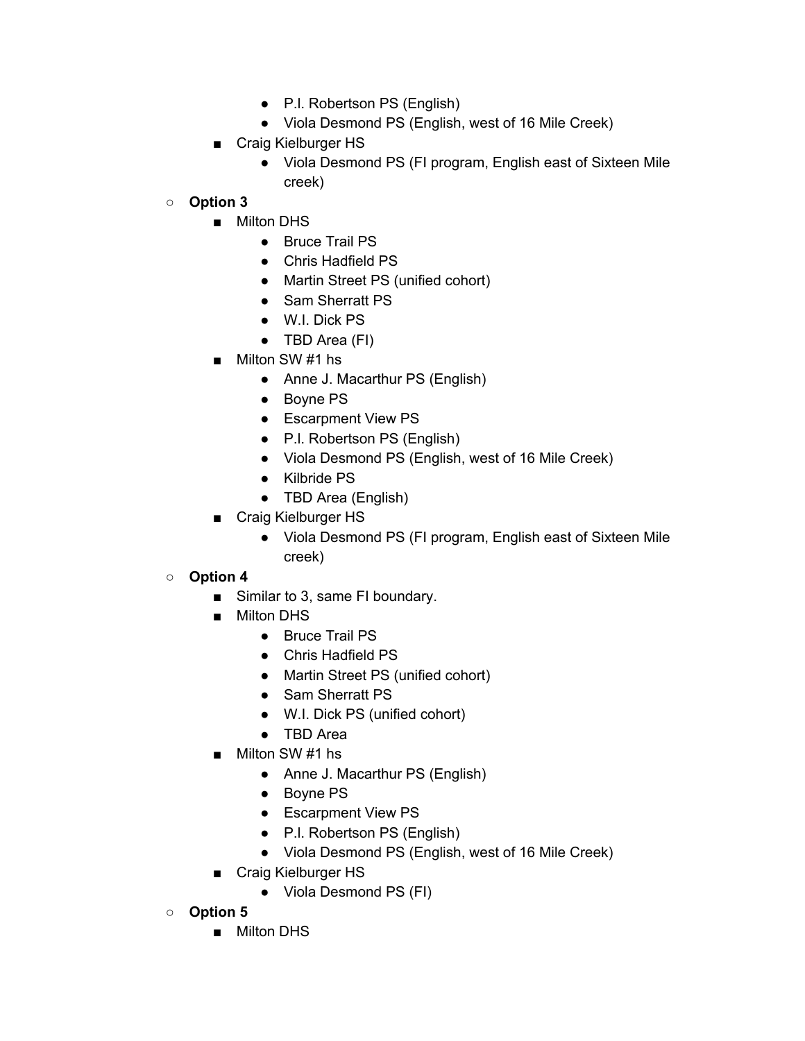- P.l. Robertson PS (English)
        - Viola Desmond PS (English, west of 16 Mile Creek)
    - Craig Kielburger HS
        - Viola Desmond PS (FI program, English east of Sixteen Mile creek)
- **Option 3**
    - Milton DHS
        - Bruce Trail PS
        - Chris Hadfield PS
        - Martin Street PS (unified cohort)
        - Sam Sherratt PS
        - W.I. Dick PS
        - TBD Area (FI)
    - Milton SW #1 hs
        - Anne J. Macarthur PS (English)
        - Boyne PS
        - Escarpment View PS
        - P.l. Robertson PS (English)
        - Viola Desmond PS (English, west of 16 Mile Creek)
        - Kilbride PS
        - TBD Area (English)
    - Craig Kielburger HS
        - Viola Desmond PS (FI program, English east of Sixteen Mile creek)
- **Option 4**
    - Similar to 3, same FI boundary.
    - Milton DHS
        - Bruce Trail PS
        - Chris Hadfield PS
        - Martin Street PS (unified cohort)
        - Sam Sherratt PS
        - W.I. Dick PS (unified cohort)
        - TBD Area
    - Milton SW #1 hs
        - Anne J. Macarthur PS (English)
        - Boyne PS
        - Escarpment View PS
        - P.l. Robertson PS (English)
        - Viola Desmond PS (English, west of 16 Mile Creek)
    - Craig Kielburger HS
        - Viola Desmond PS (FI)
- **Option 5**
    - Milton DHS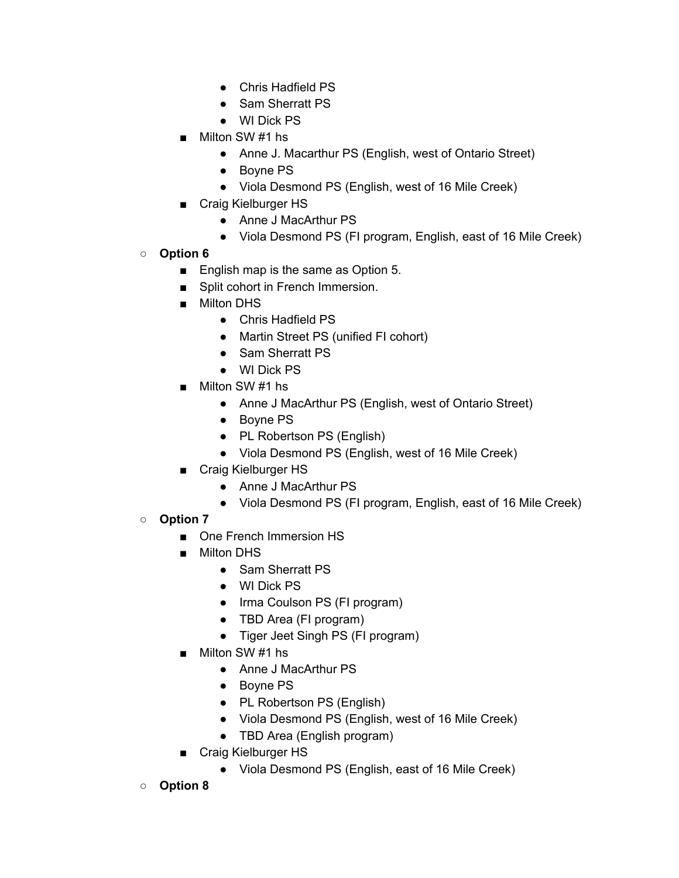- Chris Hadfield PS
      - Sam Sherratt PS
      - WI Dick PS
    - Milton SW #1 hs
      - Anne J. Macarthur PS (English, west of Ontario Street)
      - Boyne PS
      - Viola Desmond PS (English, west of 16 Mile Creek)
    - Craig Kielburger HS
      - Anne J MacArthur PS
      - Viola Desmond PS (FI program, English, east of 16 Mile Creek)
  - **Option 6**
    - English map is the same as Option 5.
    - Split cohort in French Immersion.
    - Milton DHS
      - Chris Hadfield PS
      - Martin Street PS (unified FI cohort)
      - Sam Sherratt PS
      - WI Dick PS
    - Milton SW #1 hs
      - Anne J MacArthur PS (English, west of Ontario Street)
      - Boyne PS
      - PL Robertson PS (English)
      - Viola Desmond PS (English, west of 16 Mile Creek)
    - Craig Kielburger HS
      - Anne J MacArthur PS
      - Viola Desmond PS (FI program, English, east of 16 Mile Creek)
  - **Option 7**
    - One French Immersion HS
    - Milton DHS
      - Sam Sherratt PS
      - WI Dick PS
      - Irma Coulson PS (FI program)
      - TBD Area (FI program)
      - Tiger Jeet Singh PS (FI program)
    - Milton SW #1 hs
      - Anne J MacArthur PS
      - Boyne PS
      - PL Robertson PS (English)
      - Viola Desmond PS (English, west of 16 Mile Creek)
      - TBD Area (English program)
    - Craig Kielburger HS
      - Viola Desmond PS (English, east of 16 Mile Creek)
  - **Option 8**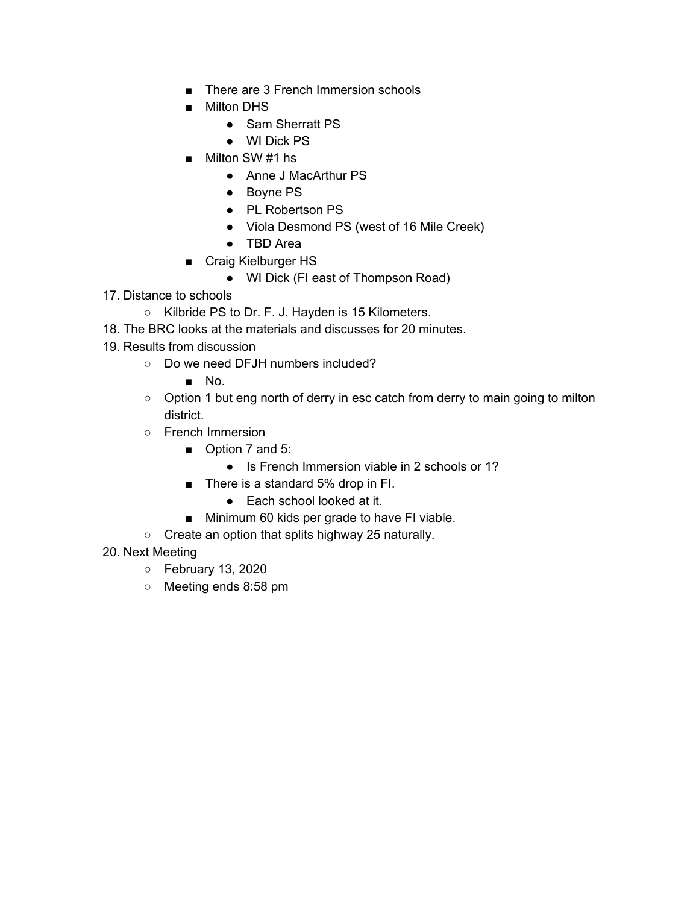- There are 3 French Immersion schools
        - Milton DHS
            - Sam Sherratt PS
            - WI Dick PS
        - Milton SW #1 hs
            - Anne J MacArthur PS
            - Boyne PS
            - PL Robertson PS
            - Viola Desmond PS (west of 16 Mile Creek)
            - TBD Area
        - Craig Kielburger HS
            - WI Dick (FI east of Thompson Road)

17. Distance to schools
    - Kilbride PS to Dr. F. J. Hayden is 15 Kilometers.
18. The BRC looks at the materials and discusses for 20 minutes.
19. Results from discussion
    - Do we need DFJH numbers included?
        - No.
    - Option 1 but eng north of derry in esc catch from derry to main going to milton district.
    - French Immersion
        - Option 7 and 5:
            - Is French Immersion viable in 2 schools or 1?
        - There is a standard 5% drop in FI.
            - Each school looked at it.
        - Minimum 60 kids per grade to have FI viable.
    - Create an option that splits highway 25 naturally.
20. Next Meeting
    - February 13, 2020
    - Meeting ends 8:58 pm